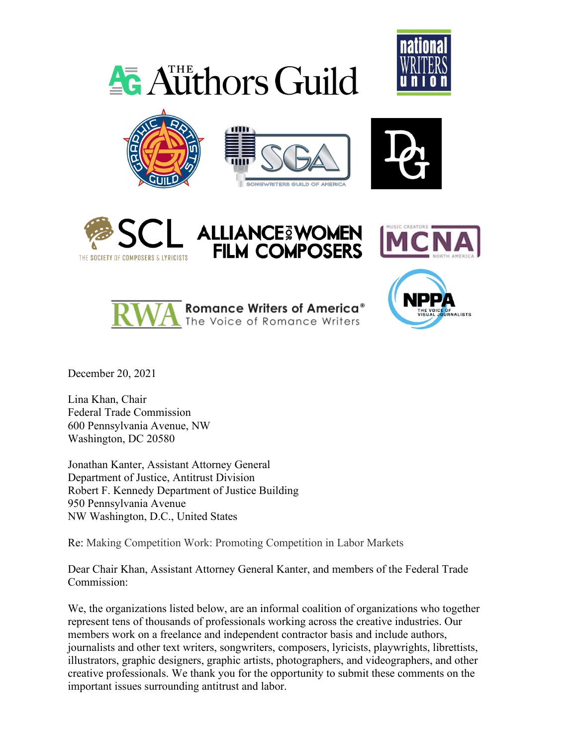December 20, 2021

Lina Khan, Chair
Federal Trade Commission
600 Pennsylvania Avenue, NW
Washington, DC 20580

Jonathan Kanter, Assistant Attorney General
Department of Justice, Antitrust Division
Robert F. Kennedy Department of Justice Building
950 Pennsylvania Avenue
NW Washington, D.C., United States

Re: Making Competition Work: Promoting Competition in Labor Markets

Dear Chair Khan, Assistant Attorney General Kanter, and members of the Federal Trade Commission:

We, the organizations listed below, are an informal coalition of organizations who together represent tens of thousands of professionals working across the creative industries. Our members work on a freelance and independent contractor basis and include authors, journalists and other text writers, songwriters, composers, lyricists, playwrights, librettists, illustrators, graphic designers, graphic artists, photographers, and videographers, and other creative professionals. We thank you for the opportunity to submit these comments on the important issues surrounding antitrust and labor.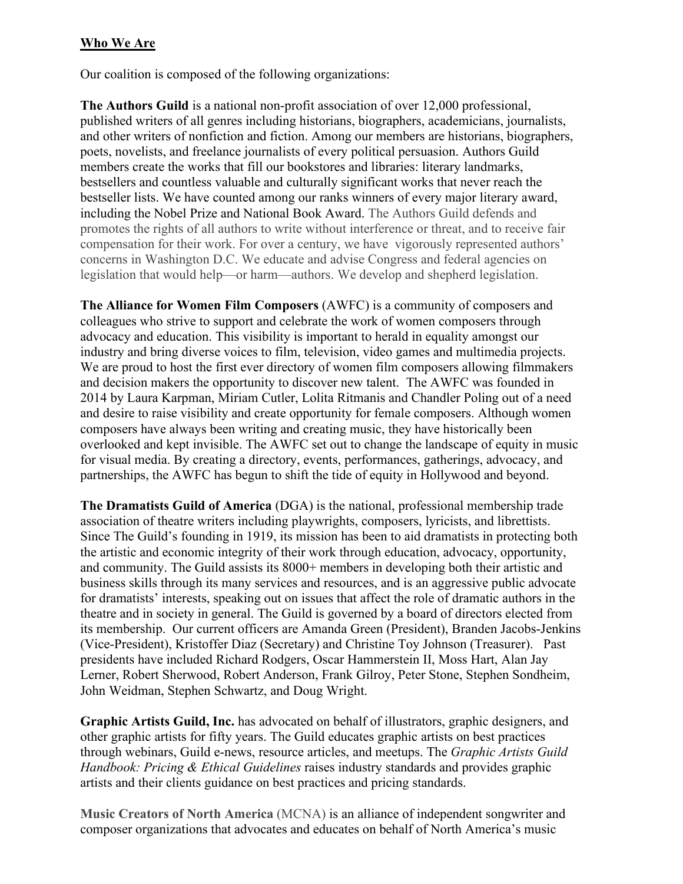**Who We Are**

Our coalition is composed of the following organizations:

**The Authors Guild** is a national non-profit association of over 12,000 professional, published writers of all genres including historians, biographers, academicians, journalists, and other writers of nonfiction and fiction. Among our members are historians, biographers, poets, novelists, and freelance journalists of every political persuasion. Authors Guild members create the works that fill our bookstores and libraries: literary landmarks, bestsellers and countless valuable and culturally significant works that never reach the bestseller lists. We have counted among our ranks winners of every major literary award, including the Nobel Prize and National Book Award. The Authors Guild defends and promotes the rights of all authors to write without interference or threat, and to receive fair compensation for their work. For over a century, we have vigorously represented authors' concerns in Washington D.C. We educate and advise Congress and federal agencies on legislation that would help—or harm—authors. We develop and shepherd legislation.

**The Alliance for Women Film Composers** (AWFC) is a community of composers and colleagues who strive to support and celebrate the work of women composers through advocacy and education. This visibility is important to herald in equality amongst our industry and bring diverse voices to film, television, video games and multimedia projects. We are proud to host the first ever directory of women film composers allowing filmmakers and decision makers the opportunity to discover new talent. The AWFC was founded in 2014 by Laura Karpman, Miriam Cutler, Lolita Ritmanis and Chandler Poling out of a need and desire to raise visibility and create opportunity for female composers. Although women composers have always been writing and creating music, they have historically been overlooked and kept invisible. The AWFC set out to change the landscape of equity in music for visual media. By creating a directory, events, performances, gatherings, advocacy, and partnerships, the AWFC has begun to shift the tide of equity in Hollywood and beyond.

**The Dramatists Guild of America** (DGA) is the national, professional membership trade association of theatre writers including playwrights, composers, lyricists, and librettists. Since The Guild's founding in 1919, its mission has been to aid dramatists in protecting both the artistic and economic integrity of their work through education, advocacy, opportunity, and community. The Guild assists its 8000+ members in developing both their artistic and business skills through its many services and resources, and is an aggressive public advocate for dramatists' interests, speaking out on issues that affect the role of dramatic authors in the theatre and in society in general. The Guild is governed by a board of directors elected from its membership. Our current officers are Amanda Green (President), Branden Jacobs-Jenkins (Vice-President), Kristoffer Diaz (Secretary) and Christine Toy Johnson (Treasurer). Past presidents have included Richard Rodgers, Oscar Hammerstein II, Moss Hart, Alan Jay Lerner, Robert Sherwood, Robert Anderson, Frank Gilroy, Peter Stone, Stephen Sondheim, John Weidman, Stephen Schwartz, and Doug Wright.

**Graphic Artists Guild, Inc.** has advocated on behalf of illustrators, graphic designers, and other graphic artists for fifty years. The Guild educates graphic artists on best practices through webinars, Guild e-news, resource articles, and meetups. The *Graphic Artists Guild Handbook: Pricing & Ethical Guidelines* raises industry standards and provides graphic artists and their clients guidance on best practices and pricing standards.

**Music Creators of North America** (MCNA) is an alliance of independent songwriter and composer organizations that advocates and educates on behalf of North America's music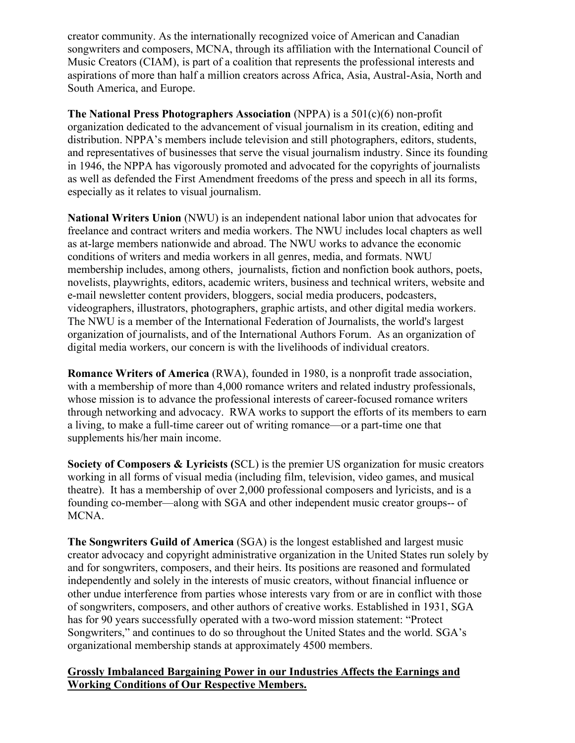creator community. As the internationally recognized voice of American and Canadian songwriters and composers, MCNA, through its affiliation with the International Council of Music Creators (CIAM), is part of a coalition that represents the professional interests and aspirations of more than half a million creators across Africa, Asia, Austral-Asia, North and South America, and Europe.

**The National Press Photographers Association** (NPPA) is a 501(c)(6) non-profit organization dedicated to the advancement of visual journalism in its creation, editing and distribution. NPPA's members include television and still photographers, editors, students, and representatives of businesses that serve the visual journalism industry. Since its founding in 1946, the NPPA has vigorously promoted and advocated for the copyrights of journalists as well as defended the First Amendment freedoms of the press and speech in all its forms, especially as it relates to visual journalism.

**National Writers Union** (NWU) is an independent national labor union that advocates for freelance and contract writers and media workers. The NWU includes local chapters as well as at-large members nationwide and abroad. The NWU works to advance the economic conditions of writers and media workers in all genres, media, and formats. NWU membership includes, among others, journalists, fiction and nonfiction book authors, poets, novelists, playwrights, editors, academic writers, business and technical writers, website and e-mail newsletter content providers, bloggers, social media producers, podcasters, videographers, illustrators, photographers, graphic artists, and other digital media workers. The NWU is a member of the International Federation of Journalists, the world's largest organization of journalists, and of the International Authors Forum. As an organization of digital media workers, our concern is with the livelihoods of individual creators.

**Romance Writers of America** (RWA), founded in 1980, is a nonprofit trade association, with a membership of more than 4,000 romance writers and related industry professionals, whose mission is to advance the professional interests of career-focused romance writers through networking and advocacy. RWA works to support the efforts of its members to earn a living, to make a full-time career out of writing romance—or a part-time one that supplements his/her main income.

**Society of Composers & Lyricists (**SCL) is the premier US organization for music creators working in all forms of visual media (including film, television, video games, and musical theatre). It has a membership of over 2,000 professional composers and lyricists, and is a founding co-member—along with SGA and other independent music creator groups-- of MCNA.

**The Songwriters Guild of America** (SGA) is the longest established and largest music creator advocacy and copyright administrative organization in the United States run solely by and for songwriters, composers, and their heirs. Its positions are reasoned and formulated independently and solely in the interests of music creators, without financial influence or other undue interference from parties whose interests vary from or are in conflict with those of songwriters, composers, and other authors of creative works. Established in 1931, SGA has for 90 years successfully operated with a two-word mission statement: "Protect Songwriters," and continues to do so throughout the United States and the world. SGA's organizational membership stands at approximately 4500 members.

**Grossly Imbalanced Bargaining Power in our Industries Affects the Earnings and Working Conditions of Our Respective Members.**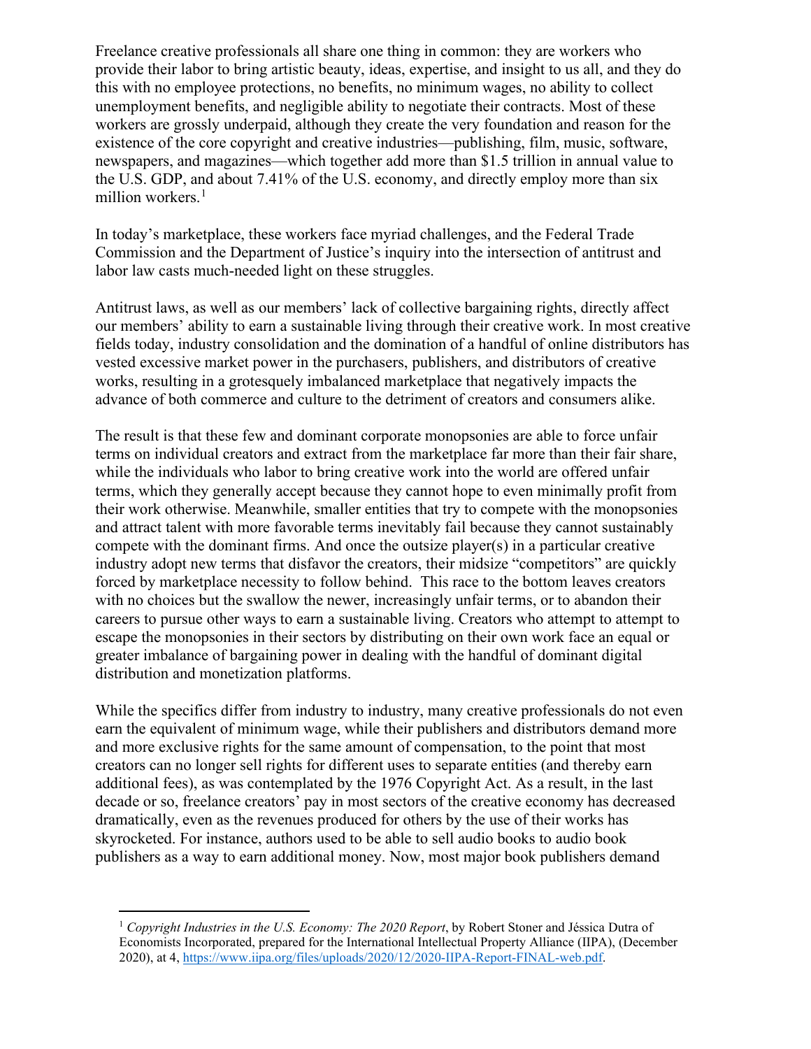Freelance creative professionals all share one thing in common: they are workers who provide their labor to bring artistic beauty, ideas, expertise, and insight to us all, and they do this with no employee protections, no benefits, no minimum wages, no ability to collect unemployment benefits, and negligible ability to negotiate their contracts. Most of these workers are grossly underpaid, although they create the very foundation and reason for the existence of the core copyright and creative industries—publishing, film, music, software, newspapers, and magazines—which together add more than $1.5 trillion in annual value to the U.S. GDP, and about 7.41% of the U.S. economy, and directly employ more than six million workers.[1]

In today's marketplace, these workers face myriad challenges, and the Federal Trade Commission and the Department of Justice's inquiry into the intersection of antitrust and labor law casts much-needed light on these struggles.

Antitrust laws, as well as our members' lack of collective bargaining rights, directly affect our members' ability to earn a sustainable living through their creative work. In most creative fields today, industry consolidation and the domination of a handful of online distributors has vested excessive market power in the purchasers, publishers, and distributors of creative works, resulting in a grotesquely imbalanced marketplace that negatively impacts the advance of both commerce and culture to the detriment of creators and consumers alike.

The result is that these few and dominant corporate monopsonies are able to force unfair terms on individual creators and extract from the marketplace far more than their fair share, while the individuals who labor to bring creative work into the world are offered unfair terms, which they generally accept because they cannot hope to even minimally profit from their work otherwise. Meanwhile, smaller entities that try to compete with the monopsonies and attract talent with more favorable terms inevitably fail because they cannot sustainably compete with the dominant firms. And once the outsize player(s) in a particular creative industry adopt new terms that disfavor the creators, their midsize "competitors" are quickly forced by marketplace necessity to follow behind. This race to the bottom leaves creators with no choices but the swallow the newer, increasingly unfair terms, or to abandon their careers to pursue other ways to earn a sustainable living. Creators who attempt to attempt to escape the monopsonies in their sectors by distributing on their own work face an equal or greater imbalance of bargaining power in dealing with the handful of dominant digital distribution and monetization platforms.

While the specifics differ from industry to industry, many creative professionals do not even earn the equivalent of minimum wage, while their publishers and distributors demand more and more exclusive rights for the same amount of compensation, to the point that most creators can no longer sell rights for different uses to separate entities (and thereby earn additional fees), as was contemplated by the 1976 Copyright Act. As a result, in the last decade or so, freelance creators' pay in most sectors of the creative economy has decreased dramatically, even as the revenues produced for others by the use of their works has skyrocketed. For instance, authors used to be able to sell audio books to audio book publishers as a way to earn additional money. Now, most major book publishers demand

---

[1] *Copyright Industries in the U.S. Economy: The 2020 Report*, by Robert Stoner and Jéssica Dutra of Economists Incorporated, prepared for the International Intellectual Property Alliance (IIPA), (December 2020), at 4, https://www.iipa.org/files/uploads/2020/12/2020-IIPA-Report-FINAL-web.pdf.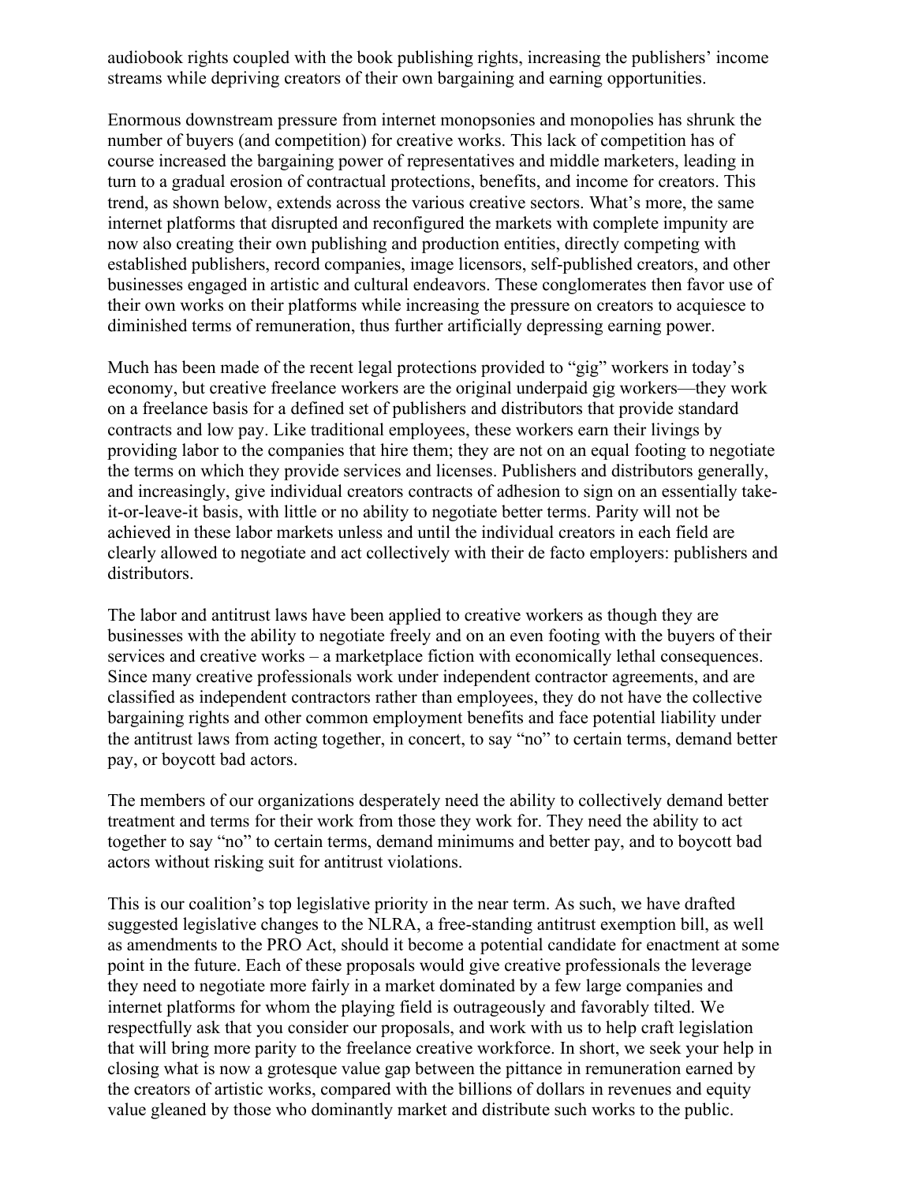audiobook rights coupled with the book publishing rights, increasing the publishers' income streams while depriving creators of their own bargaining and earning opportunities.

Enormous downstream pressure from internet monopsonies and monopolies has shrunk the number of buyers (and competition) for creative works. This lack of competition has of course increased the bargaining power of representatives and middle marketers, leading in turn to a gradual erosion of contractual protections, benefits, and income for creators. This trend, as shown below, extends across the various creative sectors. What's more, the same internet platforms that disrupted and reconfigured the markets with complete impunity are now also creating their own publishing and production entities, directly competing with established publishers, record companies, image licensors, self-published creators, and other businesses engaged in artistic and cultural endeavors. These conglomerates then favor use of their own works on their platforms while increasing the pressure on creators to acquiesce to diminished terms of remuneration, thus further artificially depressing earning power.

Much has been made of the recent legal protections provided to "gig" workers in today's economy, but creative freelance workers are the original underpaid gig workers—they work on a freelance basis for a defined set of publishers and distributors that provide standard contracts and low pay. Like traditional employees, these workers earn their livings by providing labor to the companies that hire them; they are not on an equal footing to negotiate the terms on which they provide services and licenses. Publishers and distributors generally, and increasingly, give individual creators contracts of adhesion to sign on an essentially take-it-or-leave-it basis, with little or no ability to negotiate better terms. Parity will not be achieved in these labor markets unless and until the individual creators in each field are clearly allowed to negotiate and act collectively with their de facto employers: publishers and distributors.

The labor and antitrust laws have been applied to creative workers as though they are businesses with the ability to negotiate freely and on an even footing with the buyers of their services and creative works – a marketplace fiction with economically lethal consequences. Since many creative professionals work under independent contractor agreements, and are classified as independent contractors rather than employees, they do not have the collective bargaining rights and other common employment benefits and face potential liability under the antitrust laws from acting together, in concert, to say "no" to certain terms, demand better pay, or boycott bad actors.

The members of our organizations desperately need the ability to collectively demand better treatment and terms for their work from those they work for. They need the ability to act together to say "no" to certain terms, demand minimums and better pay, and to boycott bad actors without risking suit for antitrust violations.

This is our coalition's top legislative priority in the near term. As such, we have drafted suggested legislative changes to the NLRA, a free-standing antitrust exemption bill, as well as amendments to the PRO Act, should it become a potential candidate for enactment at some point in the future. Each of these proposals would give creative professionals the leverage they need to negotiate more fairly in a market dominated by a few large companies and internet platforms for whom the playing field is outrageously and favorably tilted. We respectfully ask that you consider our proposals, and work with us to help craft legislation that will bring more parity to the freelance creative workforce. In short, we seek your help in closing what is now a grotesque value gap between the pittance in remuneration earned by the creators of artistic works, compared with the billions of dollars in revenues and equity value gleaned by those who dominantly market and distribute such works to the public.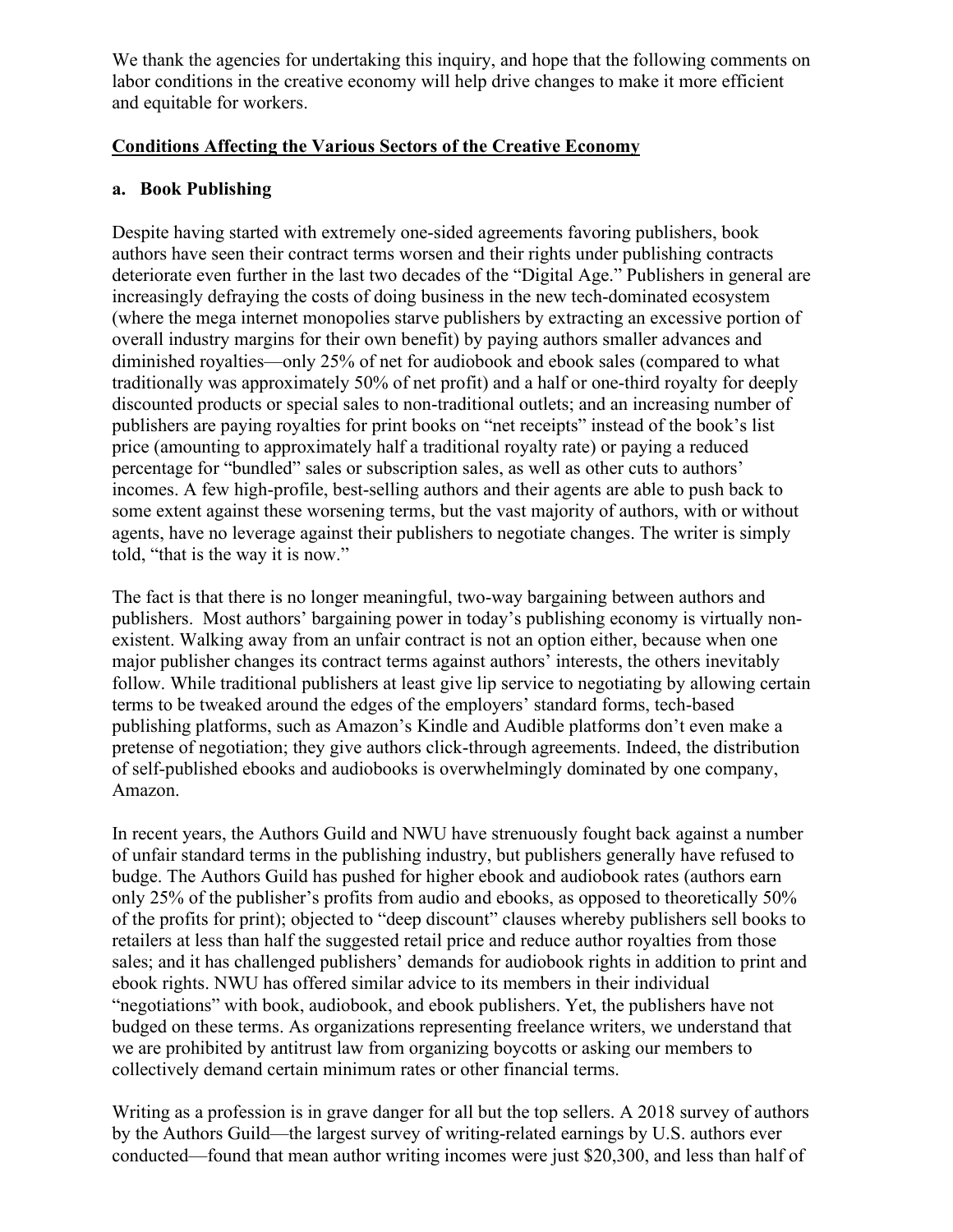We thank the agencies for undertaking this inquiry, and hope that the following comments on labor conditions in the creative economy will help drive changes to make it more efficient and equitable for workers.

## Conditions Affecting the Various Sectors of the Creative Economy

### a. Book Publishing

Despite having started with extremely one-sided agreements favoring publishers, book authors have seen their contract terms worsen and their rights under publishing contracts deteriorate even further in the last two decades of the "Digital Age." Publishers in general are increasingly defraying the costs of doing business in the new tech-dominated ecosystem (where the mega internet monopolies starve publishers by extracting an excessive portion of overall industry margins for their own benefit) by paying authors smaller advances and diminished royalties—only 25% of net for audiobook and ebook sales (compared to what traditionally was approximately 50% of net profit) and a half or one-third royalty for deeply discounted products or special sales to non-traditional outlets; and an increasing number of publishers are paying royalties for print books on "net receipts" instead of the book's list price (amounting to approximately half a traditional royalty rate) or paying a reduced percentage for "bundled" sales or subscription sales, as well as other cuts to authors' incomes. A few high-profile, best-selling authors and their agents are able to push back to some extent against these worsening terms, but the vast majority of authors, with or without agents, have no leverage against their publishers to negotiate changes. The writer is simply told, "that is the way it is now."

The fact is that there is no longer meaningful, two-way bargaining between authors and publishers. Most authors' bargaining power in today's publishing economy is virtually non-existent. Walking away from an unfair contract is not an option either, because when one major publisher changes its contract terms against authors' interests, the others inevitably follow. While traditional publishers at least give lip service to negotiating by allowing certain terms to be tweaked around the edges of the employers' standard forms, tech-based publishing platforms, such as Amazon's Kindle and Audible platforms don't even make a pretense of negotiation; they give authors click-through agreements. Indeed, the distribution of self-published ebooks and audiobooks is overwhelmingly dominated by one company, Amazon.

In recent years, the Authors Guild and NWU have strenuously fought back against a number of unfair standard terms in the publishing industry, but publishers generally have refused to budge. The Authors Guild has pushed for higher ebook and audiobook rates (authors earn only 25% of the publisher's profits from audio and ebooks, as opposed to theoretically 50% of the profits for print); objected to "deep discount" clauses whereby publishers sell books to retailers at less than half the suggested retail price and reduce author royalties from those sales; and it has challenged publishers' demands for audiobook rights in addition to print and ebook rights. NWU has offered similar advice to its members in their individual "negotiations" with book, audiobook, and ebook publishers. Yet, the publishers have not budged on these terms. As organizations representing freelance writers, we understand that we are prohibited by antitrust law from organizing boycotts or asking our members to collectively demand certain minimum rates or other financial terms.

Writing as a profession is in grave danger for all but the top sellers. A 2018 survey of authors by the Authors Guild—the largest survey of writing-related earnings by U.S. authors ever conducted—found that mean author writing incomes were just $20,300, and less than half of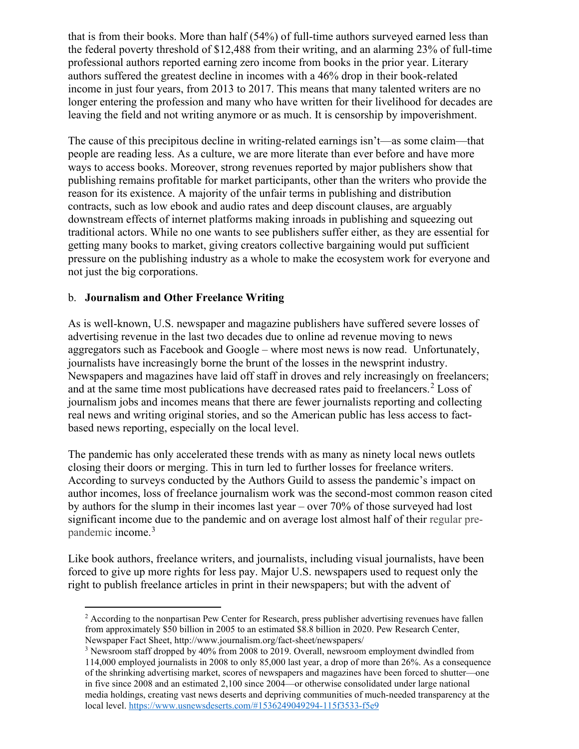that is from their books. More than half (54%) of full-time authors surveyed earned less than the federal poverty threshold of $12,488 from their writing, and an alarming 23% of full-time professional authors reported earning zero income from books in the prior year. Literary authors suffered the greatest decline in incomes with a 46% drop in their book-related income in just four years, from 2013 to 2017. This means that many talented writers are no longer entering the profession and many who have written for their livelihood for decades are leaving the field and not writing anymore or as much. It is censorship by impoverishment.

The cause of this precipitous decline in writing-related earnings isn't—as some claim—that people are reading less. As a culture, we are more literate than ever before and have more ways to access books. Moreover, strong revenues reported by major publishers show that publishing remains profitable for market participants, other than the writers who provide the reason for its existence. A majority of the unfair terms in publishing and distribution contracts, such as low ebook and audio rates and deep discount clauses, are arguably downstream effects of internet platforms making inroads in publishing and squeezing out traditional actors. While no one wants to see publishers suffer either, as they are essential for getting many books to market, giving creators collective bargaining would put sufficient pressure on the publishing industry as a whole to make the ecosystem work for everyone and not just the big corporations.

### b. **Journalism and Other Freelance Writing**

As is well-known, U.S. newspaper and magazine publishers have suffered severe losses of advertising revenue in the last two decades due to online ad revenue moving to news aggregators such as Facebook and Google – where most news is now read. Unfortunately, journalists have increasingly borne the brunt of the losses in the newsprint industry. Newspapers and magazines have laid off staff in droves and rely increasingly on freelancers; and at the same time most publications have decreased rates paid to freelancers.[2] Loss of journalism jobs and incomes means that there are fewer journalists reporting and collecting real news and writing original stories, and so the American public has less access to fact-based news reporting, especially on the local level.

The pandemic has only accelerated these trends with as many as ninety local news outlets closing their doors or merging. This in turn led to further losses for freelance writers. According to surveys conducted by the Authors Guild to assess the pandemic's impact on author incomes, loss of freelance journalism work was the second-most common reason cited by authors for the slump in their incomes last year – over 70% of those surveyed had lost significant income due to the pandemic and on average lost almost half of their regular pre-pandemic income.[3]

Like book authors, freelance writers, and journalists, including visual journalists, have been forced to give up more rights for less pay. Major U.S. newspapers used to request only the right to publish freelance articles in print in their newspapers; but with the advent of

---

[2] According to the nonpartisan Pew Center for Research, press publisher advertising revenues have fallen from approximately $50 billion in 2005 to an estimated $8.8 billion in 2020. Pew Research Center, Newspaper Fact Sheet, http://www.journalism.org/fact-sheet/newspapers/

[3] Newsroom staff dropped by 40% from 2008 to 2019. Overall, newsroom employment dwindled from 114,000 employed journalists in 2008 to only 85,000 last year, a drop of more than 26%. As a consequence of the shrinking advertising market, scores of newspapers and magazines have been forced to shutter—one in five since 2008 and an estimated 2,100 since 2004—or otherwise consolidated under large national media holdings, creating vast news deserts and depriving communities of much-needed transparency at the local level. https://www.usnewsdeserts.com/#1536249049294-115f3533-f5e9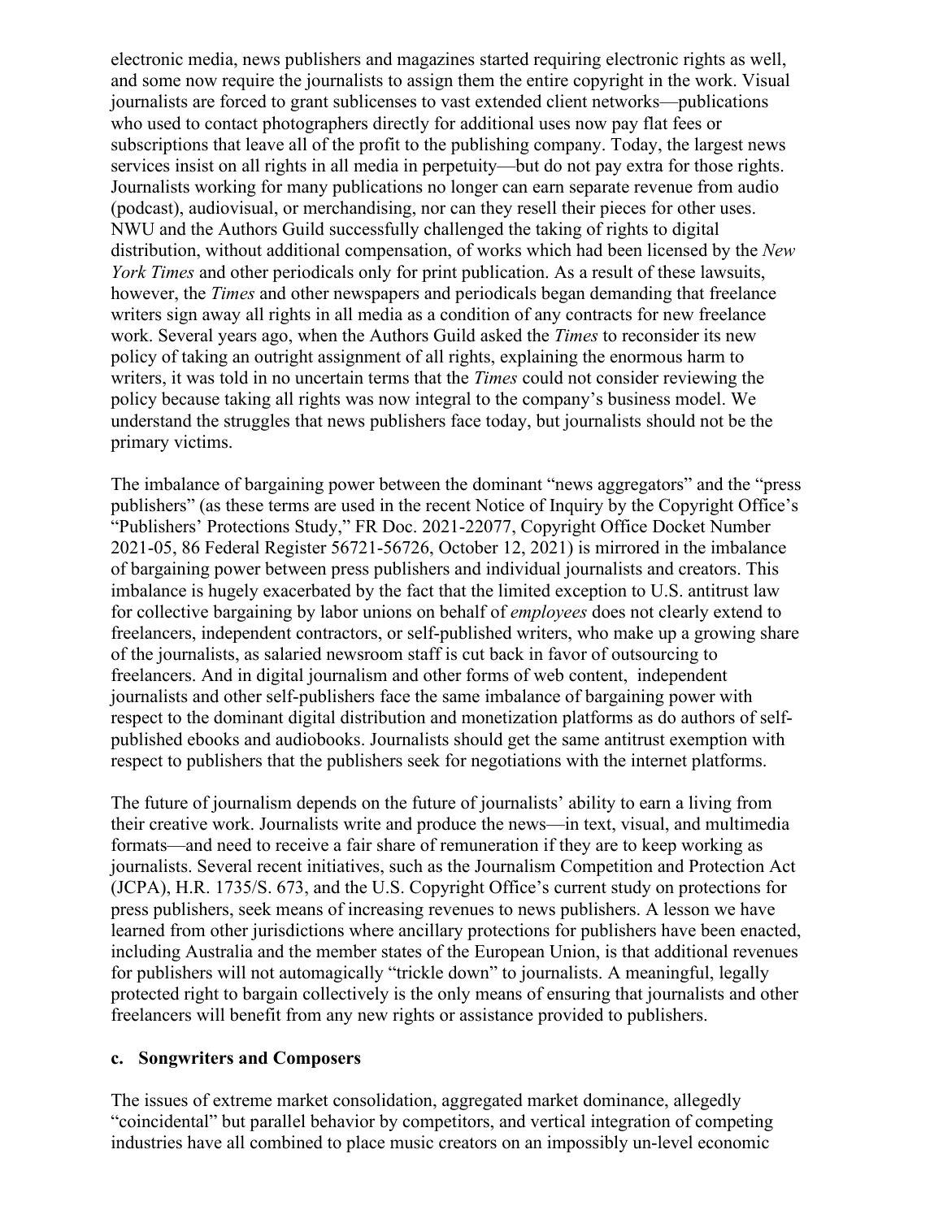electronic media, news publishers and magazines started requiring electronic rights as well, and some now require the journalists to assign them the entire copyright in the work. Visual journalists are forced to grant sublicenses to vast extended client networks—publications who used to contact photographers directly for additional uses now pay flat fees or subscriptions that leave all of the profit to the publishing company. Today, the largest news services insist on all rights in all media in perpetuity—but do not pay extra for those rights. Journalists working for many publications no longer can earn separate revenue from audio (podcast), audiovisual, or merchandising, nor can they resell their pieces for other uses. NWU and the Authors Guild successfully challenged the taking of rights to digital distribution, without additional compensation, of works which had been licensed by the *New York Times* and other periodicals only for print publication. As a result of these lawsuits, however, the *Times* and other newspapers and periodicals began demanding that freelance writers sign away all rights in all media as a condition of any contracts for new freelance work. Several years ago, when the Authors Guild asked the *Times* to reconsider its new policy of taking an outright assignment of all rights, explaining the enormous harm to writers, it was told in no uncertain terms that the *Times* could not consider reviewing the policy because taking all rights was now integral to the company's business model. We understand the struggles that news publishers face today, but journalists should not be the primary victims.

The imbalance of bargaining power between the dominant "news aggregators" and the "press publishers" (as these terms are used in the recent Notice of Inquiry by the Copyright Office's "Publishers' Protections Study," FR Doc. 2021-22077, Copyright Office Docket Number 2021-05, 86 Federal Register 56721-56726, October 12, 2021) is mirrored in the imbalance of bargaining power between press publishers and individual journalists and creators. This imbalance is hugely exacerbated by the fact that the limited exception to U.S. antitrust law for collective bargaining by labor unions on behalf of *employees* does not clearly extend to freelancers, independent contractors, or self-published writers, who make up a growing share of the journalists, as salaried newsroom staff is cut back in favor of outsourcing to freelancers. And in digital journalism and other forms of web content, independent journalists and other self-publishers face the same imbalance of bargaining power with respect to the dominant digital distribution and monetization platforms as do authors of self-published ebooks and audiobooks. Journalists should get the same antitrust exemption with respect to publishers that the publishers seek for negotiations with the internet platforms.

The future of journalism depends on the future of journalists' ability to earn a living from their creative work. Journalists write and produce the news—in text, visual, and multimedia formats—and need to receive a fair share of remuneration if they are to keep working as journalists. Several recent initiatives, such as the Journalism Competition and Protection Act (JCPA), H.R. 1735/S. 673, and the U.S. Copyright Office's current study on protections for press publishers, seek means of increasing revenues to news publishers. A lesson we have learned from other jurisdictions where ancillary protections for publishers have been enacted, including Australia and the member states of the European Union, is that additional revenues for publishers will not automagically "trickle down" to journalists. A meaningful, legally protected right to bargain collectively is the only means of ensuring that journalists and other freelancers will benefit from any new rights or assistance provided to publishers.

### c. Songwriters and Composers

The issues of extreme market consolidation, aggregated market dominance, allegedly "coincidental" but parallel behavior by competitors, and vertical integration of competing industries have all combined to place music creators on an impossibly un-level economic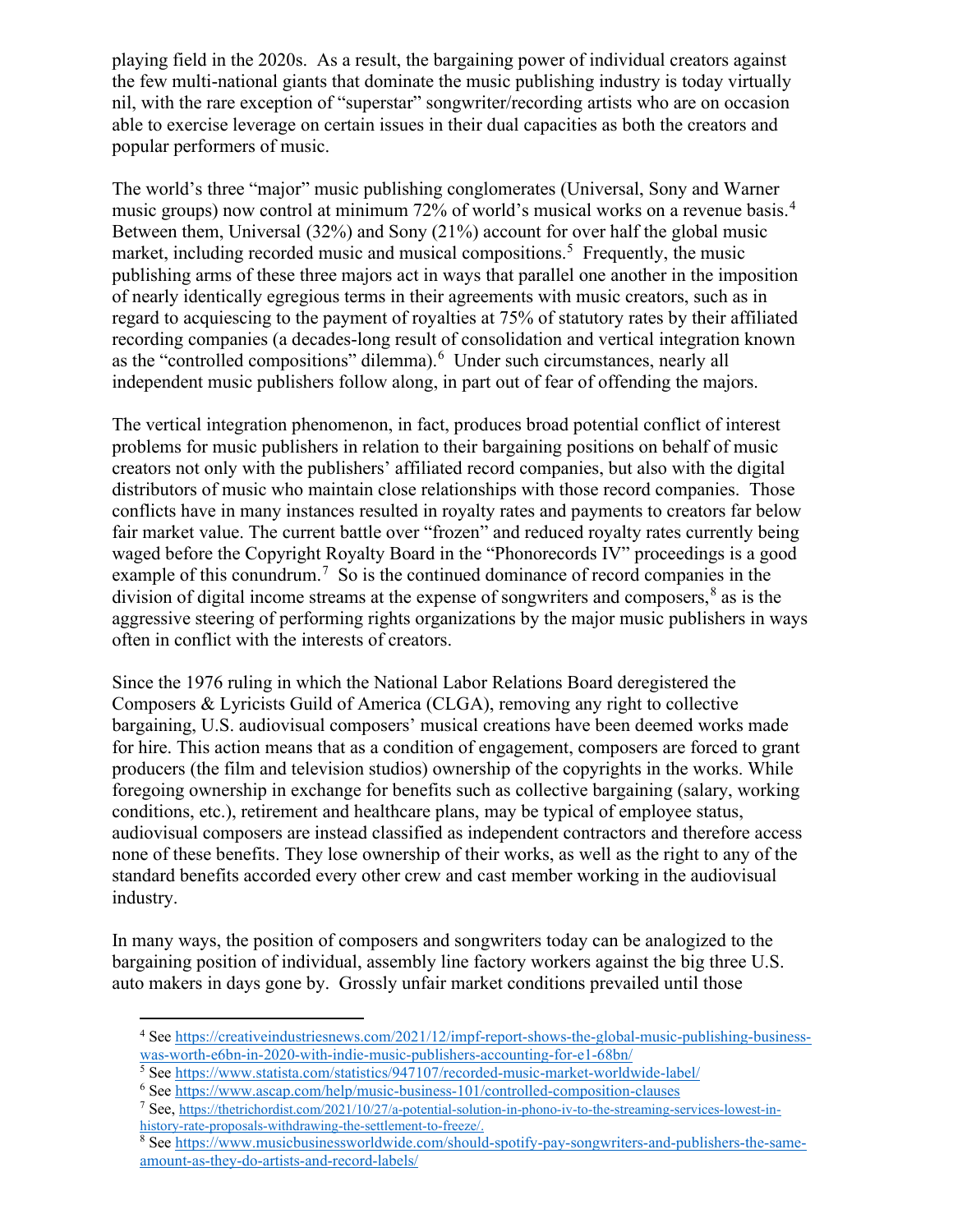playing field in the 2020s. As a result, the bargaining power of individual creators against the few multi-national giants that dominate the music publishing industry is today virtually nil, with the rare exception of "superstar" songwriter/recording artists who are on occasion able to exercise leverage on certain issues in their dual capacities as both the creators and popular performers of music.

The world's three "major" music publishing conglomerates (Universal, Sony and Warner music groups) now control at minimum 72% of world's musical works on a revenue basis.[4] Between them, Universal (32%) and Sony (21%) account for over half the global music market, including recorded music and musical compositions.[5] Frequently, the music publishing arms of these three majors act in ways that parallel one another in the imposition of nearly identically egregious terms in their agreements with music creators, such as in regard to acquiescing to the payment of royalties at 75% of statutory rates by their affiliated recording companies (a decades-long result of consolidation and vertical integration known as the "controlled compositions" dilemma).[6] Under such circumstances, nearly all independent music publishers follow along, in part out of fear of offending the majors.

The vertical integration phenomenon, in fact, produces broad potential conflict of interest problems for music publishers in relation to their bargaining positions on behalf of music creators not only with the publishers' affiliated record companies, but also with the digital distributors of music who maintain close relationships with those record companies. Those conflicts have in many instances resulted in royalty rates and payments to creators far below fair market value. The current battle over "frozen" and reduced royalty rates currently being waged before the Copyright Royalty Board in the "Phonorecords IV" proceedings is a good example of this conundrum.[7] So is the continued dominance of record companies in the division of digital income streams at the expense of songwriters and composers,[8] as is the aggressive steering of performing rights organizations by the major music publishers in ways often in conflict with the interests of creators.

Since the 1976 ruling in which the National Labor Relations Board deregistered the Composers & Lyricists Guild of America (CLGA), removing any right to collective bargaining, U.S. audiovisual composers' musical creations have been deemed works made for hire. This action means that as a condition of engagement, composers are forced to grant producers (the film and television studios) ownership of the copyrights in the works. While foregoing ownership in exchange for benefits such as collective bargaining (salary, working conditions, etc.), retirement and healthcare plans, may be typical of employee status, audiovisual composers are instead classified as independent contractors and therefore access none of these benefits. They lose ownership of their works, as well as the right to any of the standard benefits accorded every other crew and cast member working in the audiovisual industry.

In many ways, the position of composers and songwriters today can be analogized to the bargaining position of individual, assembly line factory workers against the big three U.S. auto makers in days gone by. Grossly unfair market conditions prevailed until those

---

[4] See https://creativeindustriesnews.com/2021/12/impf-report-shows-the-global-music-publishing-business-was-worth-e6bn-in-2020-with-indie-music-publishers-accounting-for-e1-68bn/

[5] See https://www.statista.com/statistics/947107/recorded-music-market-worldwide-label/

[6] See https://www.ascap.com/help/music-business-101/controlled-composition-clauses

[7] See, https://thetrichordist.com/2021/10/27/a-potential-solution-in-phono-iv-to-the-streaming-services-lowest-in-history-rate-proposals-withdrawing-the-settlement-to-freeze/.

[8] See https://www.musicbusinessworldwide.com/should-spotify-pay-songwriters-and-publishers-the-same-amount-as-they-do-artists-and-record-labels/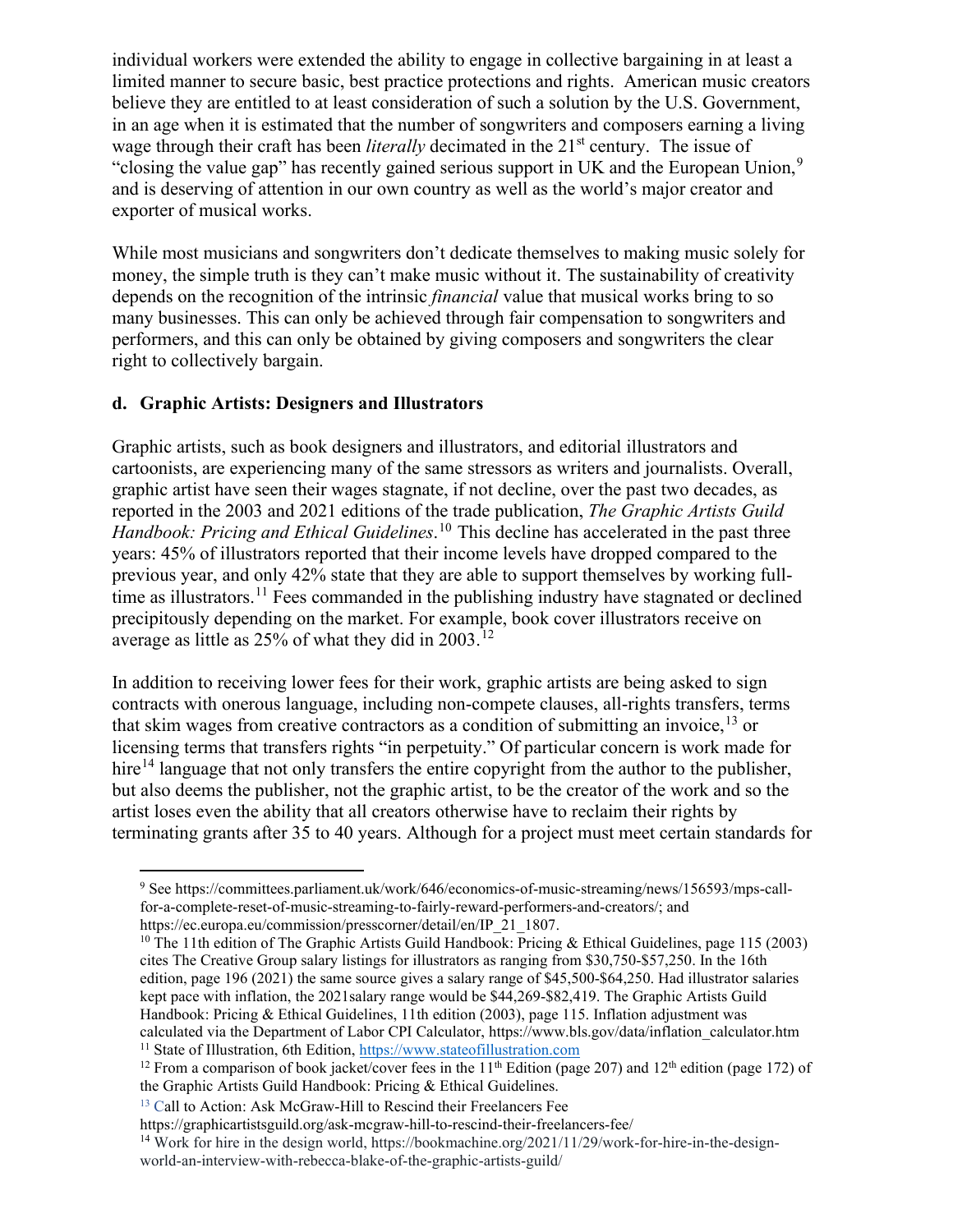individual workers were extended the ability to engage in collective bargaining in at least a limited manner to secure basic, best practice protections and rights. American music creators believe they are entitled to at least consideration of such a solution by the U.S. Government, in an age when it is estimated that the number of songwriters and composers earning a living wage through their craft has been *literally* decimated in the 21st century. The issue of "closing the value gap" has recently gained serious support in UK and the European Union,[9] and is deserving of attention in our own country as well as the world's major creator and exporter of musical works.

While most musicians and songwriters don't dedicate themselves to making music solely for money, the simple truth is they can't make music without it. The sustainability of creativity depends on the recognition of the intrinsic *financial* value that musical works bring to so many businesses. This can only be achieved through fair compensation to songwriters and performers, and this can only be obtained by giving composers and songwriters the clear right to collectively bargain.

### d. Graphic Artists: Designers and Illustrators

Graphic artists, such as book designers and illustrators, and editorial illustrators and cartoonists, are experiencing many of the same stressors as writers and journalists. Overall, graphic artist have seen their wages stagnate, if not decline, over the past two decades, as reported in the 2003 and 2021 editions of the trade publication, *The Graphic Artists Guild Handbook: Pricing and Ethical Guidelines*.[10] This decline has accelerated in the past three years: 45% of illustrators reported that their income levels have dropped compared to the previous year, and only 42% state that they are able to support themselves by working full-time as illustrators.[11] Fees commanded in the publishing industry have stagnated or declined precipitously depending on the market. For example, book cover illustrators receive on average as little as 25% of what they did in 2003.[12]

In addition to receiving lower fees for their work, graphic artists are being asked to sign contracts with onerous language, including non-compete clauses, all-rights transfers, terms that skim wages from creative contractors as a condition of submitting an invoice,[13] or licensing terms that transfers rights "in perpetuity." Of particular concern is work made for hire[14] language that not only transfers the entire copyright from the author to the publisher, but also deems the publisher, not the graphic artist, to be the creator of the work and so the artist loses even the ability that all creators otherwise have to reclaim their rights by terminating grants after 35 to 40 years. Although for a project must meet certain standards for

---

[9] See https://committees.parliament.uk/work/646/economics-of-music-streaming/news/156593/mps-call-for-a-complete-reset-of-music-streaming-to-fairly-reward-performers-and-creators/; and https://ec.europa.eu/commission/presscorner/detail/en/IP_21_1807.

[10] The 11th edition of The Graphic Artists Guild Handbook: Pricing & Ethical Guidelines, page 115 (2003) cites The Creative Group salary listings for illustrators as ranging from $30,750-$57,250. In the 16th edition, page 196 (2021) the same source gives a salary range of $45,500-$64,250. Had illustrator salaries kept pace with inflation, the 2021salary range would be $44,269-$82,419. The Graphic Artists Guild Handbook: Pricing & Ethical Guidelines, 11th edition (2003), page 115. Inflation adjustment was calculated via the Department of Labor CPI Calculator, https://www.bls.gov/data/inflation_calculator.htm

[11] State of Illustration, 6th Edition, https://www.stateofillustration.com

[12] From a comparison of book jacket/cover fees in the 11th Edition (page 207) and 12th edition (page 172) of the Graphic Artists Guild Handbook: Pricing & Ethical Guidelines.

[13] Call to Action: Ask McGraw-Hill to Rescind their Freelancers Fee https://graphicartistsguild.org/ask-mcgraw-hill-to-rescind-their-freelancers-fee/

[14] Work for hire in the design world, https://bookmachine.org/2021/11/29/work-for-hire-in-the-design-world-an-interview-with-rebecca-blake-of-the-graphic-artists-guild/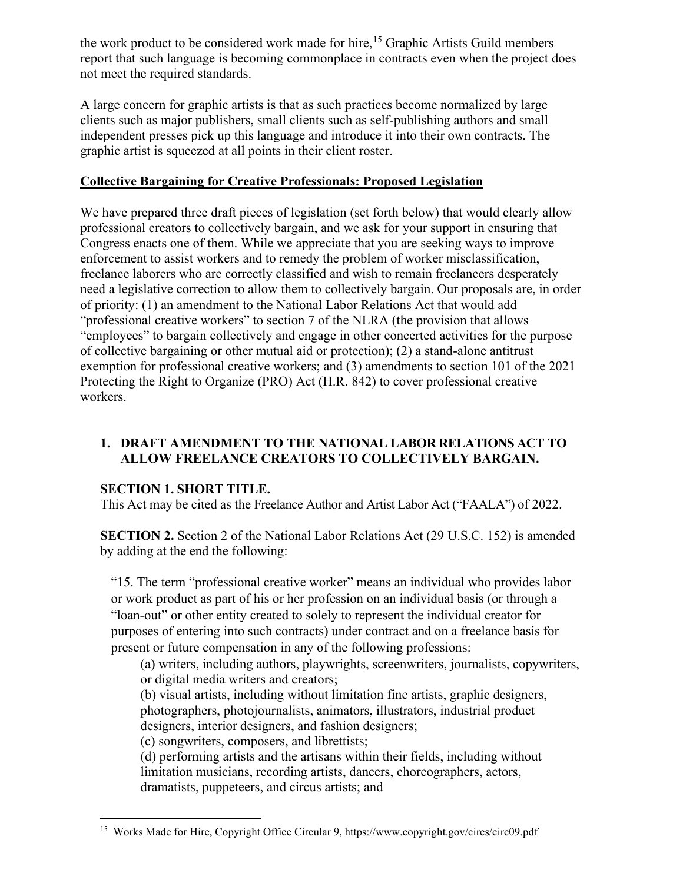the work product to be considered work made for hire,[15] Graphic Artists Guild members report that such language is becoming commonplace in contracts even when the project does not meet the required standards.

A large concern for graphic artists is that as such practices become normalized by large clients such as major publishers, small clients such as self-publishing authors and small independent presses pick up this language and introduce it into their own contracts. The graphic artist is squeezed at all points in their client roster.

**Collective Bargaining for Creative Professionals: Proposed Legislation**

We have prepared three draft pieces of legislation (set forth below) that would clearly allow professional creators to collectively bargain, and we ask for your support in ensuring that Congress enacts one of them. While we appreciate that you are seeking ways to improve enforcement to assist workers and to remedy the problem of worker misclassification, freelance laborers who are correctly classified and wish to remain freelancers desperately need a legislative correction to allow them to collectively bargain. Our proposals are, in order of priority: (1) an amendment to the National Labor Relations Act that would add "professional creative workers" to section 7 of the NLRA (the provision that allows "employees" to bargain collectively and engage in other concerted activities for the purpose of collective bargaining or other mutual aid or protection); (2) a stand-alone antitrust exemption for professional creative workers; and (3) amendments to section 101 of the 2021 Protecting the Right to Organize (PRO) Act (H.R. 842) to cover professional creative workers.

## 1. DRAFT AMENDMENT TO THE NATIONAL LABOR RELATIONS ACT TO ALLOW FREELANCE CREATORS TO COLLECTIVELY BARGAIN.

**SECTION 1. SHORT TITLE.**
This Act may be cited as the Freelance Author and Artist Labor Act ("FAALA") of 2022.

**SECTION 2.** Section 2 of the National Labor Relations Act (29 U.S.C. 152) is amended by adding at the end the following:

"15. The term "professional creative worker" means an individual who provides labor or work product as part of his or her profession on an individual basis (or through a "loan-out" or other entity created to solely to represent the individual creator for purposes of entering into such contracts) under contract and on a freelance basis for present or future compensation in any of the following professions:

(a) writers, including authors, playwrights, screenwriters, journalists, copywriters, or digital media writers and creators;

(b) visual artists, including without limitation fine artists, graphic designers, photographers, photojournalists, animators, illustrators, industrial product designers, interior designers, and fashion designers;

(c) songwriters, composers, and librettists;

(d) performing artists and the artisans within their fields, including without limitation musicians, recording artists, dancers, choreographers, actors, dramatists, puppeteers, and circus artists; and

---

[15] Works Made for Hire, Copyright Office Circular 9, https://www.copyright.gov/circs/circ09.pdf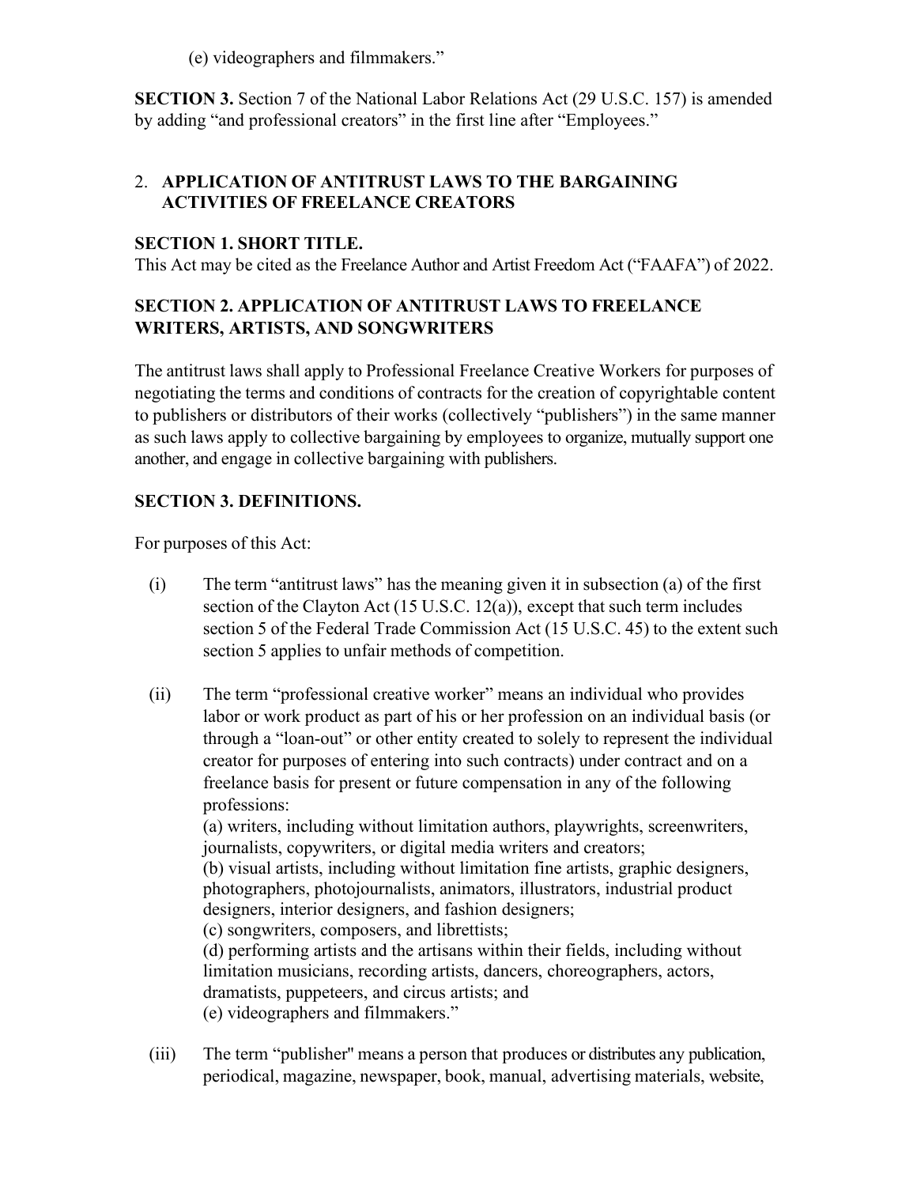(e) videographers and filmmakers."

**SECTION 3.** Section 7 of the National Labor Relations Act (29 U.S.C. 157) is amended by adding "and professional creators" in the first line after "Employees."

## 2. APPLICATION OF ANTITRUST LAWS TO THE BARGAINING ACTIVITIES OF FREELANCE CREATORS

### SECTION 1. SHORT TITLE.

This Act may be cited as the Freelance Author and Artist Freedom Act ("FAAFA") of 2022.

### SECTION 2. APPLICATION OF ANTITRUST LAWS TO FREELANCE WRITERS, ARTISTS, AND SONGWRITERS

The antitrust laws shall apply to Professional Freelance Creative Workers for purposes of negotiating the terms and conditions of contracts for the creation of copyrightable content to publishers or distributors of their works (collectively "publishers") in the same manner as such laws apply to collective bargaining by employees to organize, mutually support one another, and engage in collective bargaining with publishers.

### SECTION 3. DEFINITIONS.

For purposes of this Act:

(i) The term "antitrust laws" has the meaning given it in subsection (a) of the first section of the Clayton Act (15 U.S.C. 12(a)), except that such term includes section 5 of the Federal Trade Commission Act (15 U.S.C. 45) to the extent such section 5 applies to unfair methods of competition.

(ii) The term "professional creative worker" means an individual who provides labor or work product as part of his or her profession on an individual basis (or through a "loan-out" or other entity created to solely to represent the individual creator for purposes of entering into such contracts) under contract and on a freelance basis for present or future compensation in any of the following professions:
(a) writers, including without limitation authors, playwrights, screenwriters, journalists, copywriters, or digital media writers and creators;
(b) visual artists, including without limitation fine artists, graphic designers, photographers, photojournalists, animators, illustrators, industrial product designers, interior designers, and fashion designers;
(c) songwriters, composers, and librettists;
(d) performing artists and the artisans within their fields, including without limitation musicians, recording artists, dancers, choreographers, actors, dramatists, puppeteers, and circus artists; and
(e) videographers and filmmakers."

(iii) The term "publisher" means a person that produces or distributes any publication, periodical, magazine, newspaper, book, manual, advertising materials, website,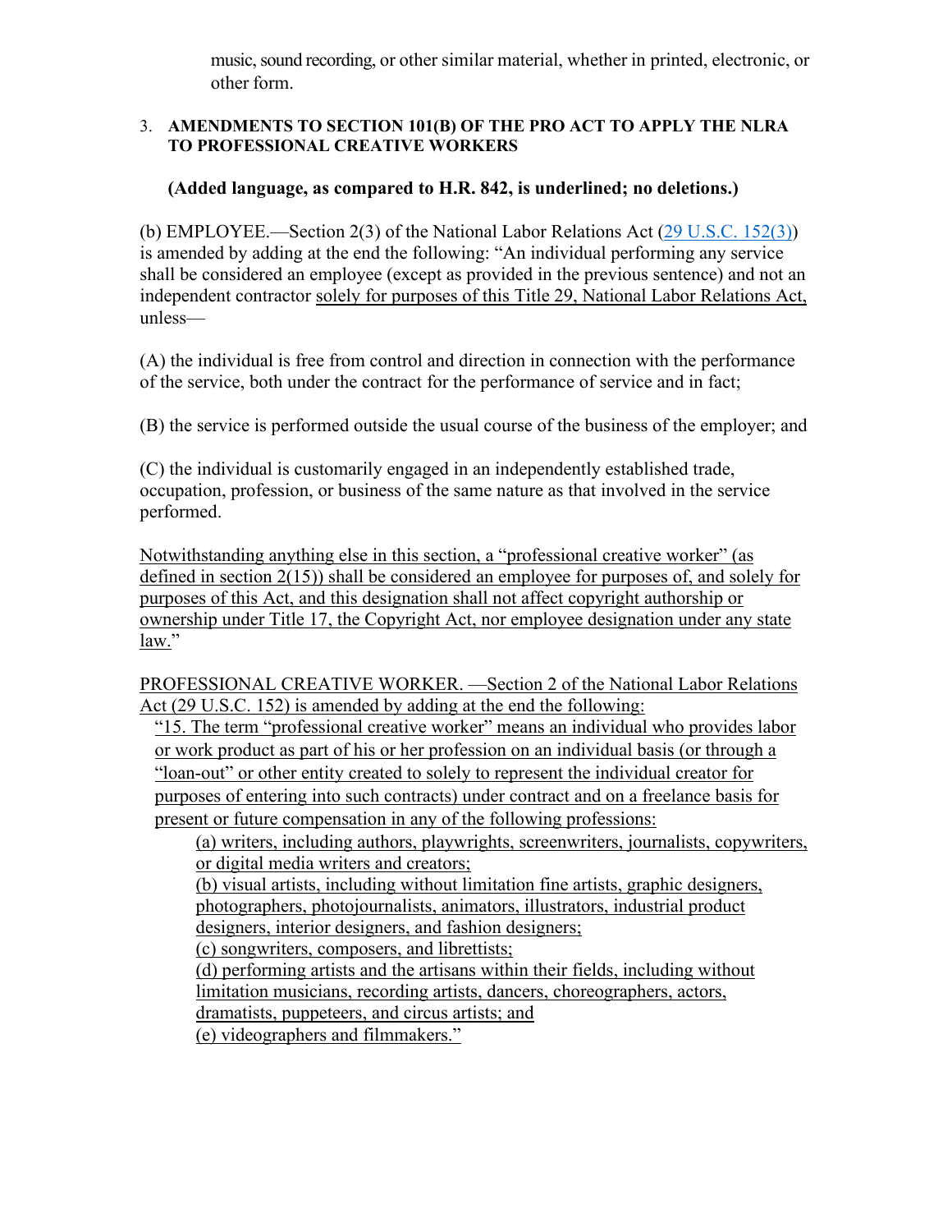music, sound recording, or other similar material, whether in printed, electronic, or other form.

3. **AMENDMENTS TO SECTION 101(B) OF THE PRO ACT TO APPLY THE NLRA TO PROFESSIONAL CREATIVE WORKERS**

**(Added language, as compared to H.R. 842, is underlined; no deletions.)**

(b) EMPLOYEE.—Section 2(3) of the National Labor Relations Act (29 U.S.C. 152(3)) is amended by adding at the end the following: "An individual performing any service shall be considered an employee (except as provided in the previous sentence) and not an independent contractor <u>solely for purposes of this Title 29, National Labor Relations Act,</u> unless—

(A) the individual is free from control and direction in connection with the performance of the service, both under the contract for the performance of service and in fact;

(B) the service is performed outside the usual course of the business of the employer; and

(C) the individual is customarily engaged in an independently established trade, occupation, profession, or business of the same nature as that involved in the service performed.

<u>Notwithstanding anything else in this section, a "professional creative worker" (as defined in section 2(15)) shall be considered an employee for purposes of, and solely for purposes of this Act, and this designation shall not affect copyright authorship or ownership under Title 17, the Copyright Act, nor employee designation under any state law."</u>

<u>PROFESSIONAL CREATIVE WORKER. —Section 2 of the National Labor Relations Act (29 U.S.C. 152) is amended by adding at the end the following:</u>

<u>"15. The term "professional creative worker" means an individual who provides labor or work product as part of his or her profession on an individual basis (or through a "loan-out" or other entity created to solely to represent the individual creator for purposes of entering into such contracts) under contract and on a freelance basis for present or future compensation in any of the following professions:</u>

<u>(a) writers, including authors, playwrights, screenwriters, journalists, copywriters, or digital media writers and creators;</u>
<u>(b) visual artists, including without limitation fine artists, graphic designers, photographers, photojournalists, animators, illustrators, industrial product designers, interior designers, and fashion designers;</u>
<u>(c) songwriters, composers, and librettists;</u>
<u>(d) performing artists and the artisans within their fields, including without limitation musicians, recording artists, dancers, choreographers, actors, dramatists, puppeteers, and circus artists; and</u>
<u>(e) videographers and filmmakers."</u>